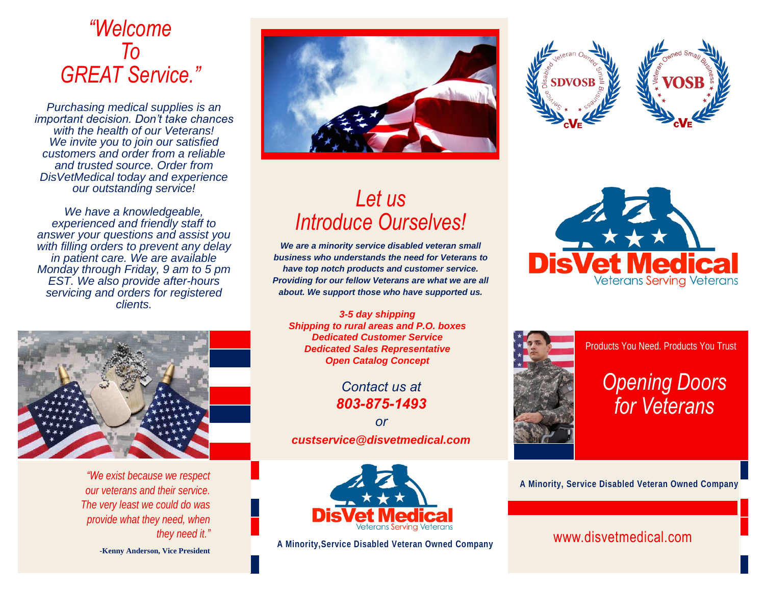# *"Welcome To GREAT Service."*

*Purchasing medical supplies is an important decision. Don't take chances with the health of our Veterans! We invite you to join our satisfied customers and order from a reliable and trusted source. Order from DisVetMedical today and experience our outstanding service!*

*We have a knowledgeable, experienced and friendly staff to answer your questions and assist you with filling orders to prevent any delay in patient care. We are available Monday through Friday, 9 am to 5 pm EST. We also provide after-hours servicing and orders for registered clients.*

*"We exist because we respect our veterans and their service. The very least we could do was provide what they need, when they need it."*

**-Kenny Anderson, Vice President**

# *Let us Introduce Ourselves!*

***We are a minority service disabled veteran small business who understands the need for Veterans to have top notch products and customer service. Providing for our fellow Veterans are what we are all about. We support those who have supported us.***

***3-5 day shipping***
***Shipping to rural areas and P.O. boxes***
***Dedicated Customer Service***
***Dedicated Sales Representative***
***Open Catalog Concept***

*Contact us at*
***803-875-1493***
*or*
***custservice@disvetmedical.com***

DisVet Medical
Veterans Serving Veterans

**A Minority,Service Disabled Veteran Owned Company**

Service Disabled Veteran Owned Small Business SDVOSB CVE

Veteran Owned Small Business VOSB CVE

DisVet Medical
Veterans Serving Veterans

Products You Need. Products You Trust

# *Opening Doors for Veterans*

**A Minority, Service Disabled Veteran Owned Company**

www.disvetmedical.com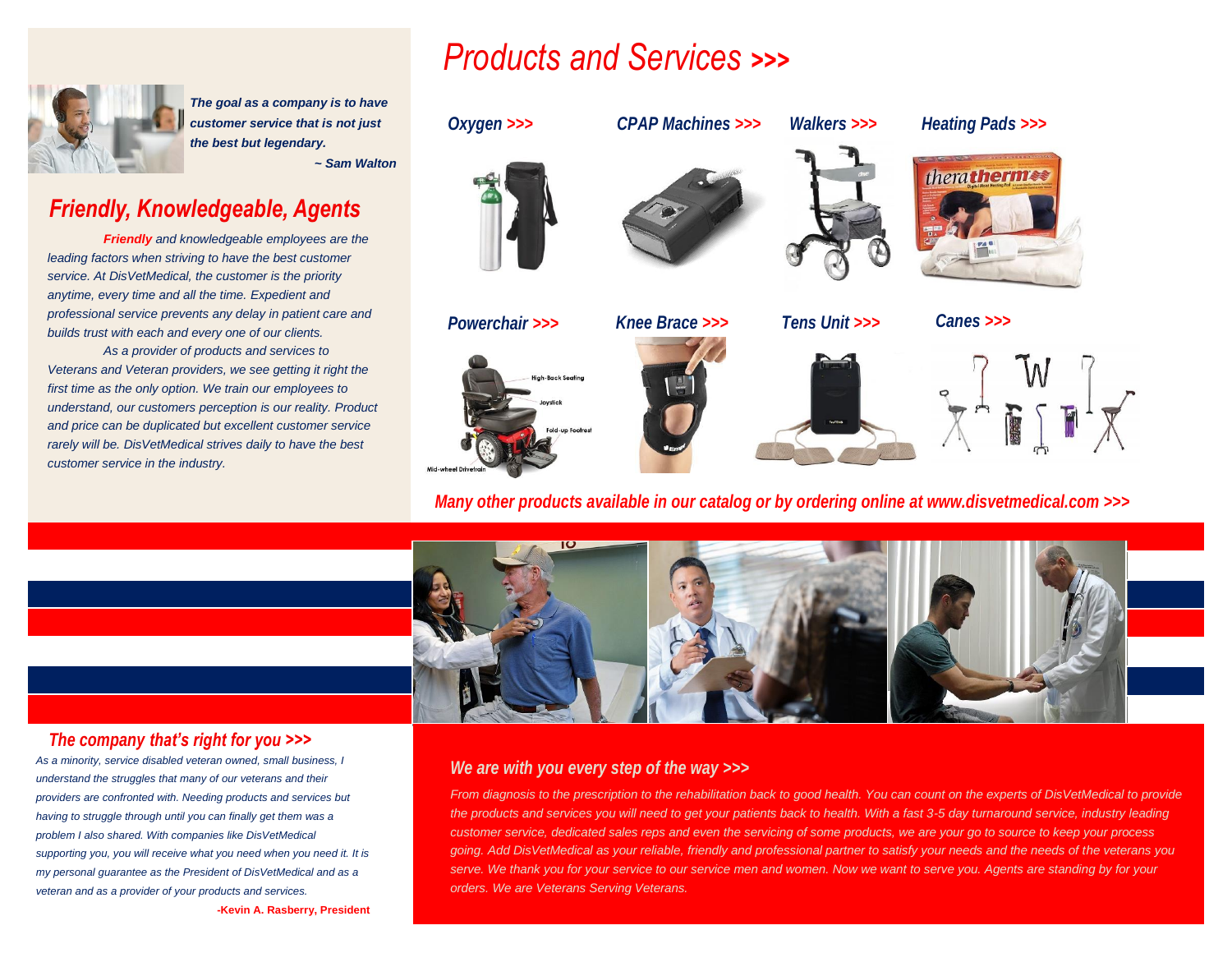*The goal as a company is to have customer service that is not just the best but legendary.*

*~ Sam Walton*

## Friendly, Knowledgeable, Agents

*Friendly and knowledgeable employees are the leading factors when striving to have the best customer service. At DisVetMedical, the customer is the priority anytime, every time and all the time. Expedient and professional service prevents any delay in patient care and builds trust with each and every one of our clients.*

*As a provider of products and services to Veterans and Veteran providers, we see getting it right the first time as the only option. We train our employees to understand, our customers perception is our reality. Product and price can be duplicated but excellent customer service rarely will be. DisVetMedical strives daily to have the best customer service in the industry.*

# Products and Services >>>

- Oxygen >>>
- CPAP Machines >>>
- Walkers >>>
- Heating Pads >>>
- Powerchair >>>
- Knee Brace >>>
- Tens Unit >>>
- Canes >>>

High-Back Seating

Joystick

Fold-up Footrest

Mid-wheel Drivetrain

*Many other products available in our catalog or by ordering online at www.disvetmedical.com >>>*

## The company that's right for you >>>

*As a minority, service disabled veteran owned, small business, I understand the struggles that many of our veterans and their providers are confronted with. Needing products and services but having to struggle through until you can finally get them was a problem I also shared. With companies like DisVetMedical supporting you, you will receive what you need when you need it. It is my personal guarantee as the President of DisVetMedical and as a veteran and as a provider of your products and services.*

**-Kevin A. Rasberry, President**

## We are with you every step of the way >>>

*From diagnosis to the prescription to the rehabilitation back to good health. You can count on the experts of DisVetMedical to provide the products and services you will need to get your patients back to health. With a fast 3-5 day turnaround service, industry leading customer service, dedicated sales reps and even the servicing of some products, we are your go to source to keep your process going. Add DisVetMedical as your reliable, friendly and professional partner to satisfy your needs and the needs of the veterans you serve. We thank you for your service to our service men and women. Now we want to serve you. Agents are standing by for your orders. We are Veterans Serving Veterans.*